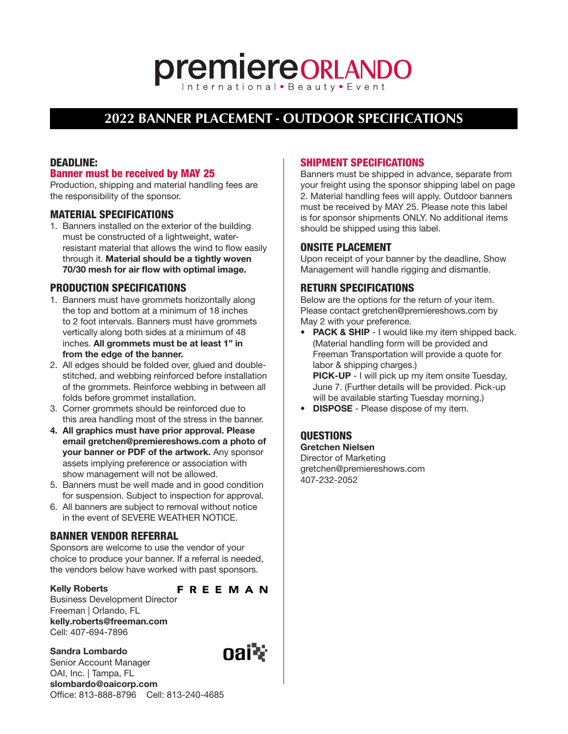# premiere ORLANDO

International • Beauty • Event

## 2022 BANNER PLACEMENT - OUTDOOR SPECIFICATIONS

### DEADLINE:

**Banner must be received by MAY 25**

Production, shipping and material handling fees are the responsibility of the sponsor.

### MATERIAL SPECIFICATIONS

1. Banners installed on the exterior of the building must be constructed of a lightweight, water-resistant material that allows the wind to flow easily through it. **Material should be a tightly woven 70/30 mesh for air flow with optimal image.**

### PRODUCTION SPECIFICATIONS

1. Banners must have grommets horizontally along the top and bottom at a minimum of 18 inches to 2 foot intervals. Banners must have grommets vertically along both sides at a minimum of 48 inches. **All grommets must be at least 1" in from the edge of the banner.**
2. All edges should be folded over, glued and double-stitched, and webbing reinforced before installation of the grommets. Reinforce webbing in between all folds before grommet installation.
3. Corner grommets should be reinforced due to this area handling most of the stress in the banner.
4. **All graphics must have prior approval. Please email gretchen@premiereshows.com a photo of your banner or PDF of the artwork.** Any sponsor assets implying preference or association with show management will not be allowed.
5. Banners must be well made and in good condition for suspension. Subject to inspection for approval.
6. All banners are subject to removal without notice in the event of SEVERE WEATHER NOTICE.

### BANNER VENDOR REFERRAL

Sponsors are welcome to use the vendor of your choice to produce your banner. If a referral is needed, the vendors below have worked with past sponsors.

**Kelly Roberts**
Business Development Director
Freeman | Orlando, FL
**kelly.roberts@freeman.com**
Cell: 407-694-7896

FREEMAN

**Sandra Lombardo**
Senior Account Manager
OAI, Inc. | Tampa, FL
**slombardo@oaicorp.com**
Office: 813-888-8796 Cell: 813-240-4685

oai

### SHIPMENT SPECIFICATIONS

Banners must be shipped in advance, separate from your freight using the sponsor shipping label on page 2. Material handling fees will apply. Outdoor banners must be received by MAY 25. Please note this label is for sponsor shipments ONLY. No additional items should be shipped using this label.

### ONSITE PLACEMENT

Upon receipt of your banner by the deadline, Show Management will handle rigging and dismantle.

### RETURN SPECIFICATIONS

Below are the options for the return of your item. Please contact gretchen@premiereshows.com by May 2 with your preference.

- **PACK & SHIP** - I would like my item shipped back. (Material handling form will be provided and Freeman Transportation will provide a quote for labor & shipping charges.)
  **PICK-UP** - I will pick up my item onsite Tuesday, June 7. (Further details will be provided. Pick-up will be available starting Tuesday morning.)
- **DISPOSE** - Please dispose of my item.

### QUESTIONS

**Gretchen Nielsen**
Director of Marketing
gretchen@premiereshows.com
407-232-2052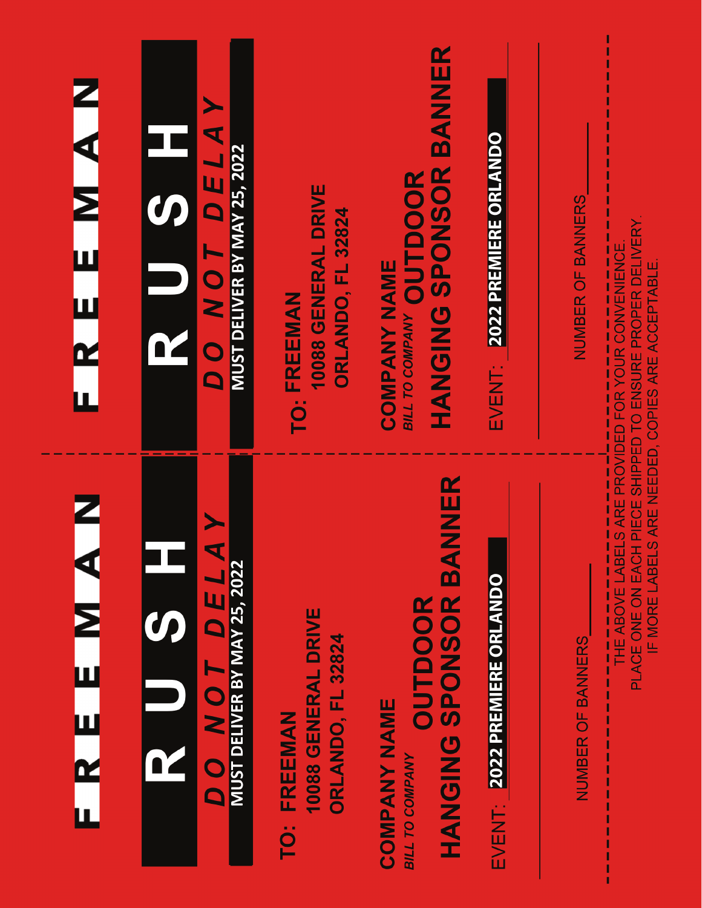# FREEMAN

# RUSH

***DO NOT DELAY***

**MUST DELIVER BY MAY 25, 2022**

**TO: FREEMAN**
**10088 GENERAL DRIVE**
**ORLANDO, FL 32824**

**COMPANY NAME**
*BILL TO COMPANY*

**OUTDOOR HANGING SPONSOR BANNER**

EVENT: **2022 PREMIERE ORLANDO**

NUMBER OF BANNERS_____

---

# FREEMAN

# RUSH

***DO NOT DELAY***

**MUST DELIVER BY MAY 25, 2022**

**TO: FREEMAN**
**10088 GENERAL DRIVE**
**ORLANDO, FL 32824**

**COMPANY NAME**
*BILL TO COMPANY*

**OUTDOOR HANGING SPONSOR BANNER**

EVENT: **2022 PREMIERE ORLANDO**

NUMBER OF BANNERS_____

---

THE ABOVE LABELS ARE PROVIDED FOR YOUR CONVENIENCE.
PLACE ONE ON EACH PIECE SHIPPED TO ENSURE PROPER DELIVERY.
IF MORE LABELS ARE NEEDED, COPIES ARE ACCEPTABLE.